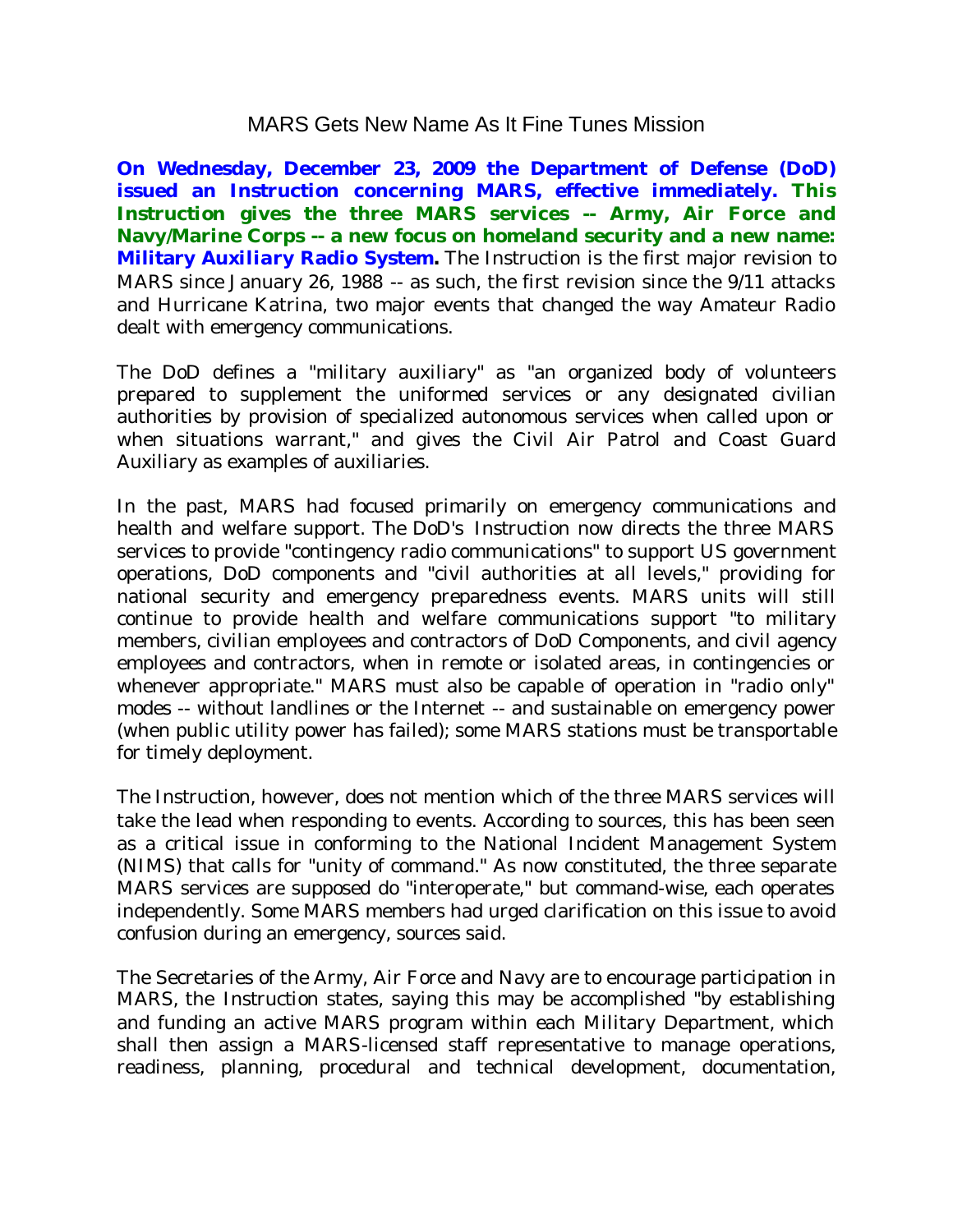# MARS Gets New Name As It Fine Tunes Mission

**On Wednesday, December 23, 2009 the Department of Defense (DoD) issued an Instruction concerning MARS, effective immediately. This Instruction gives the three MARS services -- Army, Air Force and Navy/Marine Corps -- a new focus on homeland security and a new name: *Military Auxiliary Radio System*.** The Instruction is the first major revision to MARS since January 26, 1988 -- as such, the first revision since the 9/11 attacks and Hurricane Katrina, two major events that changed the way Amateur Radio dealt with emergency communications.

The DoD defines a "military auxiliary" as "an organized body of volunteers prepared to supplement the uniformed services or any designated civilian authorities by provision of specialized autonomous services when called upon or when situations warrant," and gives the Civil Air Patrol and Coast Guard Auxiliary as examples of auxiliaries.

In the past, MARS had focused primarily on emergency communications and health and welfare support. The DoD's Instruction now directs the three MARS services to provide "contingency radio communications" to support US government operations, DoD components and "civil authorities at all levels," providing for national security and emergency preparedness events. MARS units will still continue to provide health and welfare communications support "to military members, civilian employees and contractors of DoD Components, and civil agency employees and contractors, when in remote or isolated areas, in contingencies or whenever appropriate." MARS must also be capable of operation in "radio only" modes -- without landlines or the Internet -- and sustainable on emergency power (when public utility power has failed); some MARS stations must be transportable for timely deployment.

The Instruction, however, does not mention which of the three MARS services will take the lead when responding to events. According to sources, this has been seen as a critical issue in conforming to the National Incident Management System (NIMS) that calls for "unity of command." As now constituted, the three separate MARS services are supposed do "interoperate," but command-wise, each operates independently. Some MARS members had urged clarification on this issue to avoid confusion during an emergency, sources said.

The Secretaries of the Army, Air Force and Navy are to encourage participation in MARS, the Instruction states, saying this may be accomplished "by establishing and funding an active MARS program within each Military Department, which shall then assign a MARS-licensed staff representative to manage operations, readiness, planning, procedural and technical development, documentation,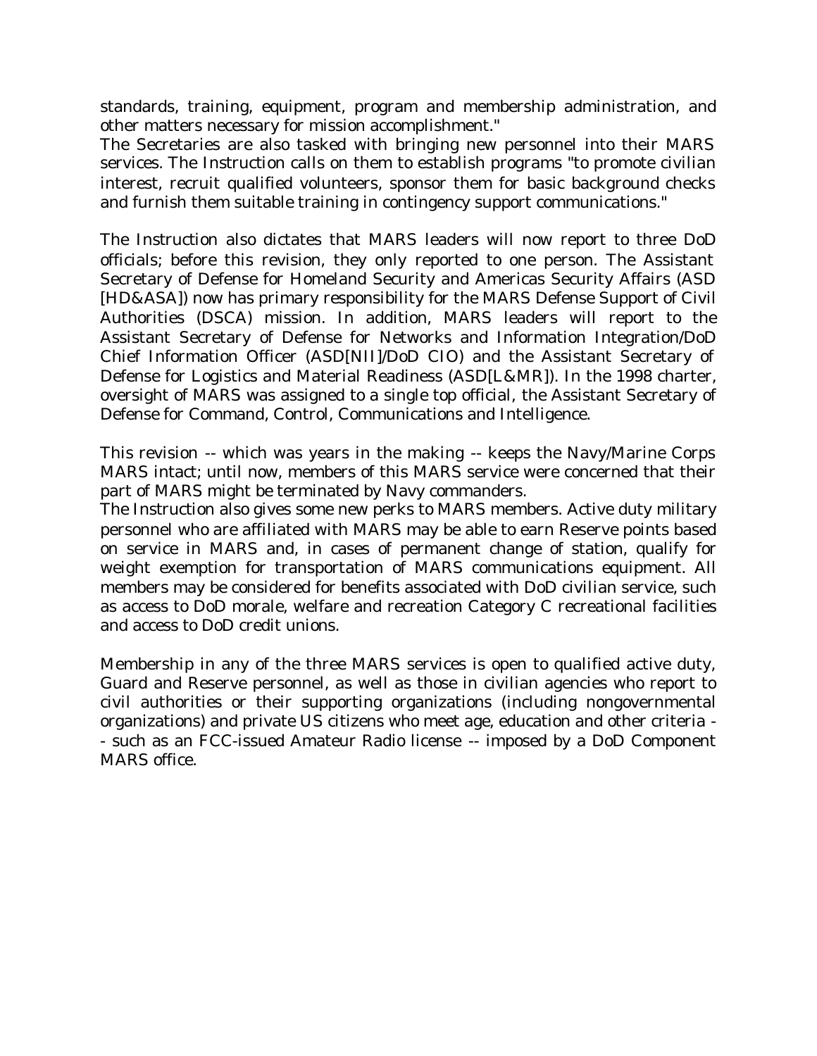standards, training, equipment, program and membership administration, and other matters necessary for mission accomplishment."

The Secretaries are also tasked with bringing new personnel into their MARS services. The Instruction calls on them to establish programs "to promote civilian interest, recruit qualified volunteers, sponsor them for basic background checks and furnish them suitable training in contingency support communications."

The Instruction also dictates that MARS leaders will now report to three DoD officials; before this revision, they only reported to one person. The Assistant Secretary of Defense for Homeland Security and Americas Security Affairs (ASD [HD&ASA]) now has primary responsibility for the MARS Defense Support of Civil Authorities (DSCA) mission. In addition, MARS leaders will report to the Assistant Secretary of Defense for Networks and Information Integration/DoD Chief Information Officer (ASD[NII]/DoD CIO) and the Assistant Secretary of Defense for Logistics and Material Readiness (ASD[L&MR]). In the 1998 charter, oversight of MARS was assigned to a single top official, the Assistant Secretary of Defense for Command, Control, Communications and Intelligence.

This revision -- which was years in the making -- keeps the Navy/Marine Corps MARS intact; until now, members of this MARS service were concerned that their part of MARS might be terminated by Navy commanders.

The Instruction also gives some new perks to MARS members. Active duty military personnel who are affiliated with MARS may be able to earn Reserve points based on service in MARS and, in cases of permanent change of station, qualify for weight exemption for transportation of MARS communications equipment. All members may be considered for benefits associated with DoD civilian service, such as access to DoD morale, welfare and recreation Category C recreational facilities and access to DoD credit unions.

Membership in any of the three MARS services is open to qualified active duty, Guard and Reserve personnel, as well as those in civilian agencies who report to civil authorities or their supporting organizations (including nongovernmental organizations) and private US citizens who meet age, education and other criteria -- such as an FCC-issued Amateur Radio license -- imposed by a DoD Component MARS office.